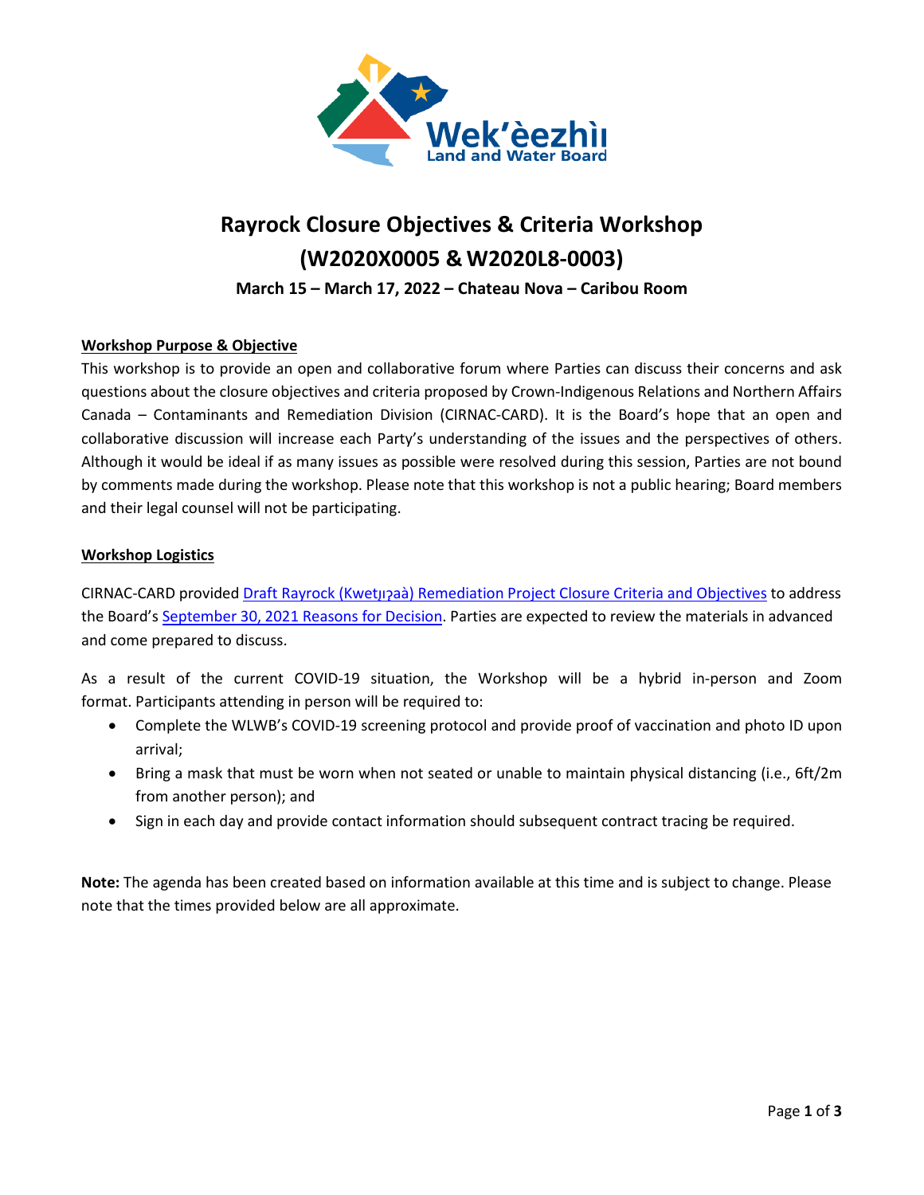# Rayrock Closure Objectives & Criteria Workshop (W2020X0005 & W2020L8-0003)

**March 15 – March 17, 2022 – Chateau Nova – Caribou Room**

## Workshop Purpose & Objective

This workshop is to provide an open and collaborative forum where Parties can discuss their concerns and ask questions about the closure objectives and criteria proposed by Crown-Indigenous Relations and Northern Affairs Canada – Contaminants and Remediation Division (CIRNAC-CARD). It is the Board's hope that an open and collaborative discussion will increase each Party's understanding of the issues and the perspectives of others. Although it would be ideal if as many issues as possible were resolved during this session, Parties are not bound by comments made during the workshop. Please note that this workshop is not a public hearing; Board members and their legal counsel will not be participating.

## Workshop Logistics

CIRNAC-CARD provided Draft Rayrock (Kwetįı̨ʔaà) Remediation Project Closure Criteria and Objectives to address the Board's September 30, 2021 Reasons for Decision. Parties are expected to review the materials in advanced and come prepared to discuss.

As a result of the current COVID-19 situation, the Workshop will be a hybrid in-person and Zoom format. Participants attending in person will be required to:

- Complete the WLWB's COVID-19 screening protocol and provide proof of vaccination and photo ID upon arrival;
- Bring a mask that must be worn when not seated or unable to maintain physical distancing (i.e., 6ft/2m from another person); and
- Sign in each day and provide contact information should subsequent contract tracing be required.

**Note:** The agenda has been created based on information available at this time and is subject to change. Please note that the times provided below are all approximate.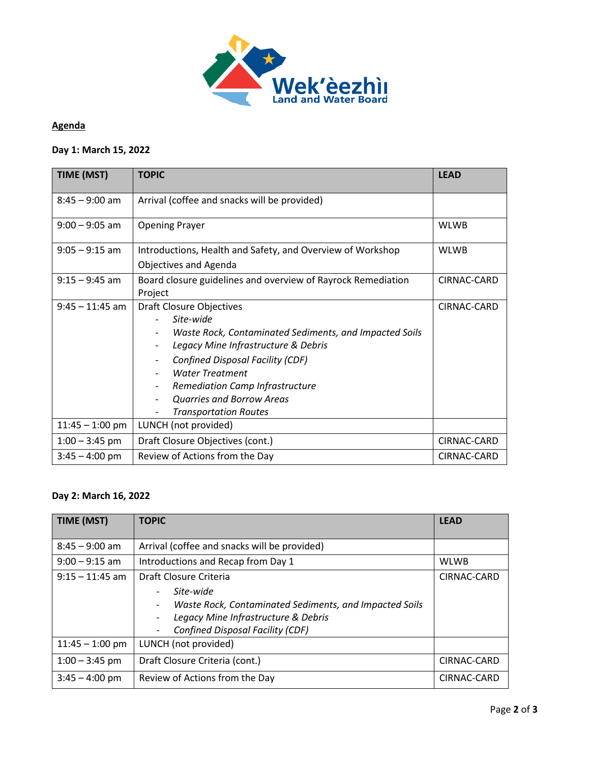## Agenda

### Day 1: March 15, 2022

| TIME (MST) | TOPIC | LEAD |
|---|---|---|
| 8:45 – 9:00 am | Arrival (coffee and snacks will be provided) | |
| 9:00 – 9:05 am | Opening Prayer | WLWB |
| 9:05 – 9:15 am | Introductions, Health and Safety, and Overview of Workshop Objectives and Agenda | WLWB |
| 9:15 – 9:45 am | Board closure guidelines and overview of Rayrock Remediation Project | CIRNAC-CARD |
| 9:45 – 11:45 am | Draft Closure Objectives<br>- *Site-wide*<br>- *Waste Rock, Contaminated Sediments, and Impacted Soils*<br>- *Legacy Mine Infrastructure & Debris*<br>- *Confined Disposal Facility (CDF)*<br>- *Water Treatment*<br>- *Remediation Camp Infrastructure*<br>- *Quarries and Borrow Areas*<br>- *Transportation Routes* | CIRNAC-CARD |
| 11:45 – 1:00 pm | LUNCH (not provided) | |
| 1:00 – 3:45 pm | Draft Closure Objectives (cont.) | CIRNAC-CARD |
| 3:45 – 4:00 pm | Review of Actions from the Day | CIRNAC-CARD |

### Day 2: March 16, 2022

| TIME (MST) | TOPIC | LEAD |
|---|---|---|
| 8:45 – 9:00 am | Arrival (coffee and snacks will be provided) | |
| 9:00 – 9:15 am | Introductions and Recap from Day 1 | WLWB |
| 9:15 – 11:45 am | Draft Closure Criteria<br>- *Site-wide*<br>- *Waste Rock, Contaminated Sediments, and Impacted Soils*<br>- *Legacy Mine Infrastructure & Debris*<br>- *Confined Disposal Facility (CDF)* | CIRNAC-CARD |
| 11:45 – 1:00 pm | LUNCH (not provided) | |
| 1:00 – 3:45 pm | Draft Closure Criteria (cont.) | CIRNAC-CARD |
| 3:45 – 4:00 pm | Review of Actions from the Day | CIRNAC-CARD |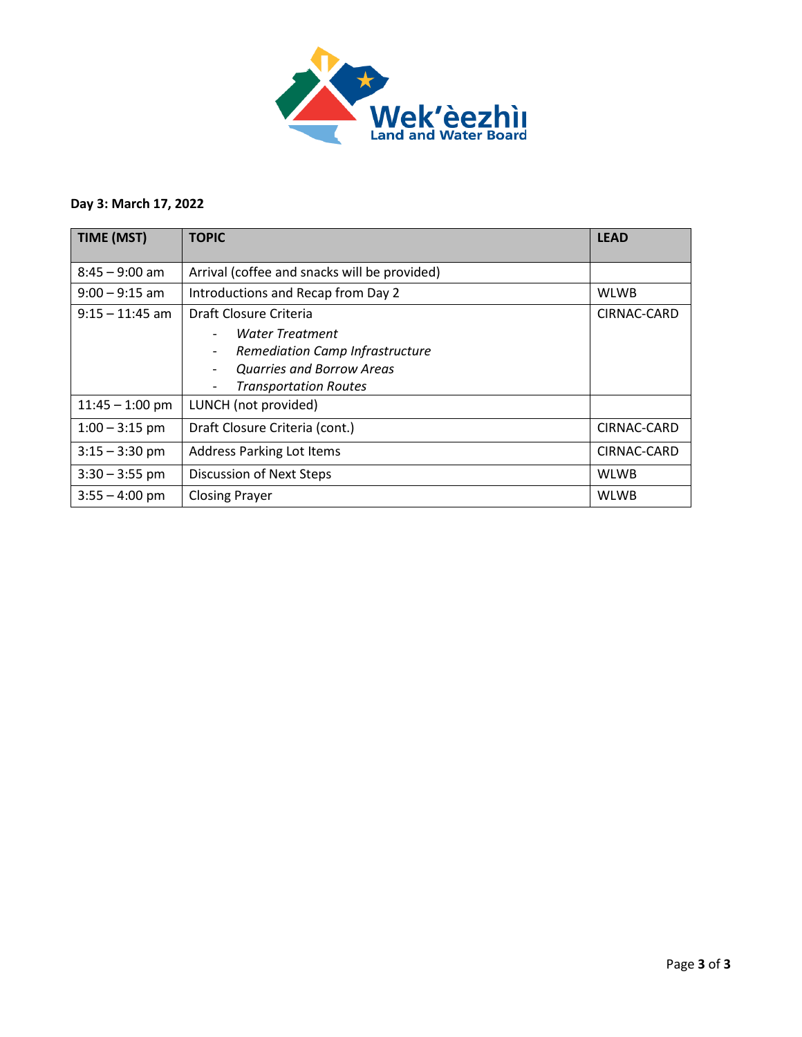**Day 3: March 17, 2022**

| TIME (MST) | TOPIC | LEAD |
|---|---|---|
| 8:45 – 9:00 am | Arrival (coffee and snacks will be provided) | |
| 9:00 – 9:15 am | Introductions and Recap from Day 2 | WLWB |
| 9:15 – 11:45 am | Draft Closure Criteria<br>- *Water Treatment*<br>- *Remediation Camp Infrastructure*<br>- *Quarries and Borrow Areas*<br>- *Transportation Routes* | CIRNAC-CARD |
| 11:45 – 1:00 pm | LUNCH (not provided) | |
| 1:00 – 3:15 pm | Draft Closure Criteria (cont.) | CIRNAC-CARD |
| 3:15 – 3:30 pm | Address Parking Lot Items | CIRNAC-CARD |
| 3:30 – 3:55 pm | Discussion of Next Steps | WLWB |
| 3:55 – 4:00 pm | Closing Prayer | WLWB |